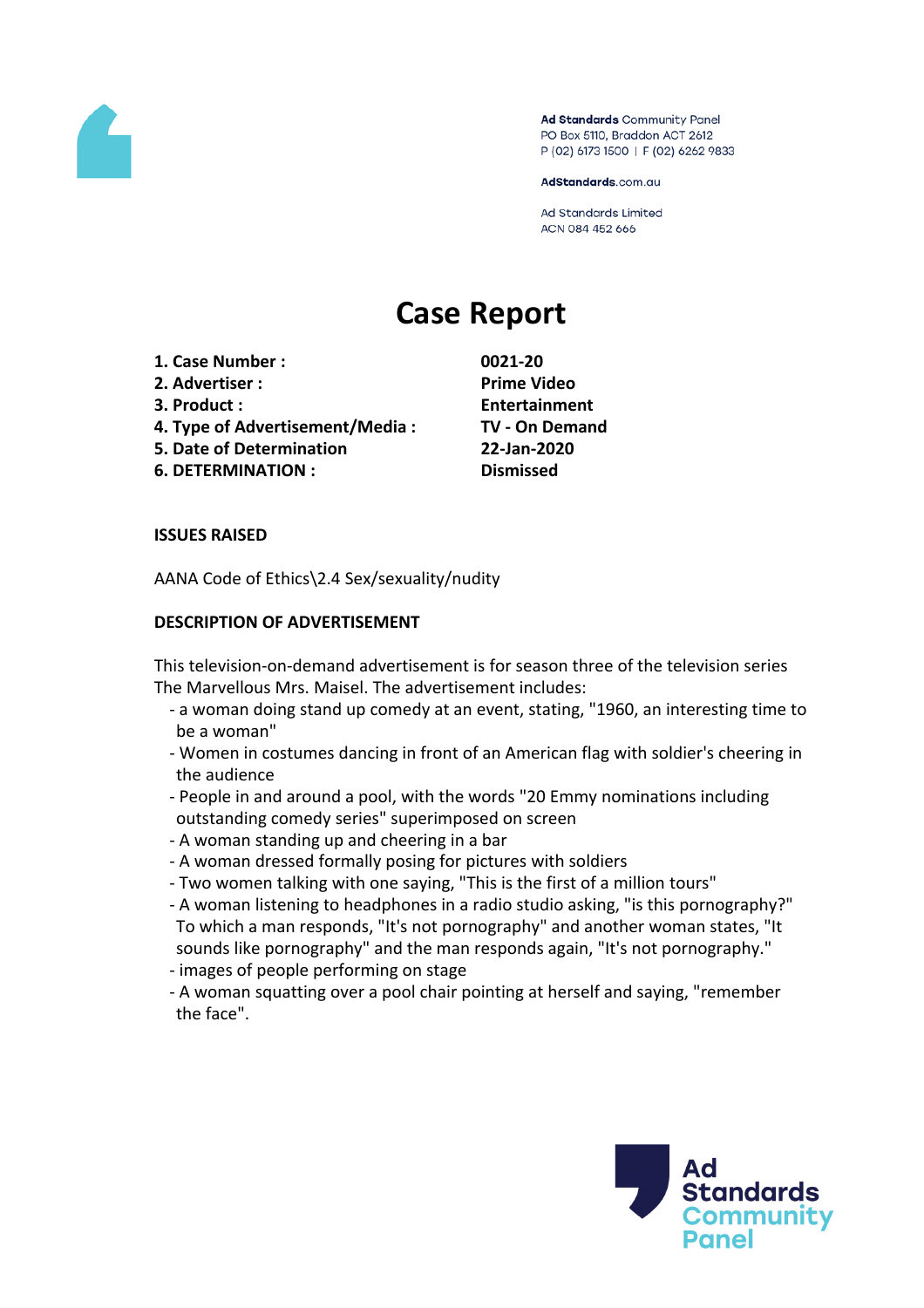Ad Standards Community Panel
PO Box 5110, Braddon ACT 2612
P (02) 6173 1500 | F (02) 6262 9833

AdStandards.com.au

Ad Standards Limited
ACN 084 452 666

# Case Report

| | |
|---|---|
| **1. Case Number :** | **0021-20** |
| **2. Advertiser :** | **Prime Video** |
| **3. Product :** | **Entertainment** |
| **4. Type of Advertisement/Media :** | **TV - On Demand** |
| **5. Date of Determination** | **22-Jan-2020** |
| **6. DETERMINATION :** | **Dismissed** |

## ISSUES RAISED

AANA Code of Ethics\2.4 Sex/sexuality/nudity

## DESCRIPTION OF ADVERTISEMENT

This television-on-demand advertisement is for season three of the television series The Marvellous Mrs. Maisel. The advertisement includes:

- a woman doing stand up comedy at an event, stating, "1960, an interesting time to be a woman"
- Women in costumes dancing in front of an American flag with soldier's cheering in the audience
- People in and around a pool, with the words "20 Emmy nominations including outstanding comedy series" superimposed on screen
- A woman standing up and cheering in a bar
- A woman dressed formally posing for pictures with soldiers
- Two women talking with one saying, "This is the first of a million tours"
- A woman listening to headphones in a radio studio asking, "is this pornography?" To which a man responds, "It's not pornography" and another woman states, "It sounds like pornography" and the man responds again, "It's not pornography."
- images of people performing on stage
- A woman squatting over a pool chair pointing at herself and saying, "remember the face".

Ad Standards Community Panel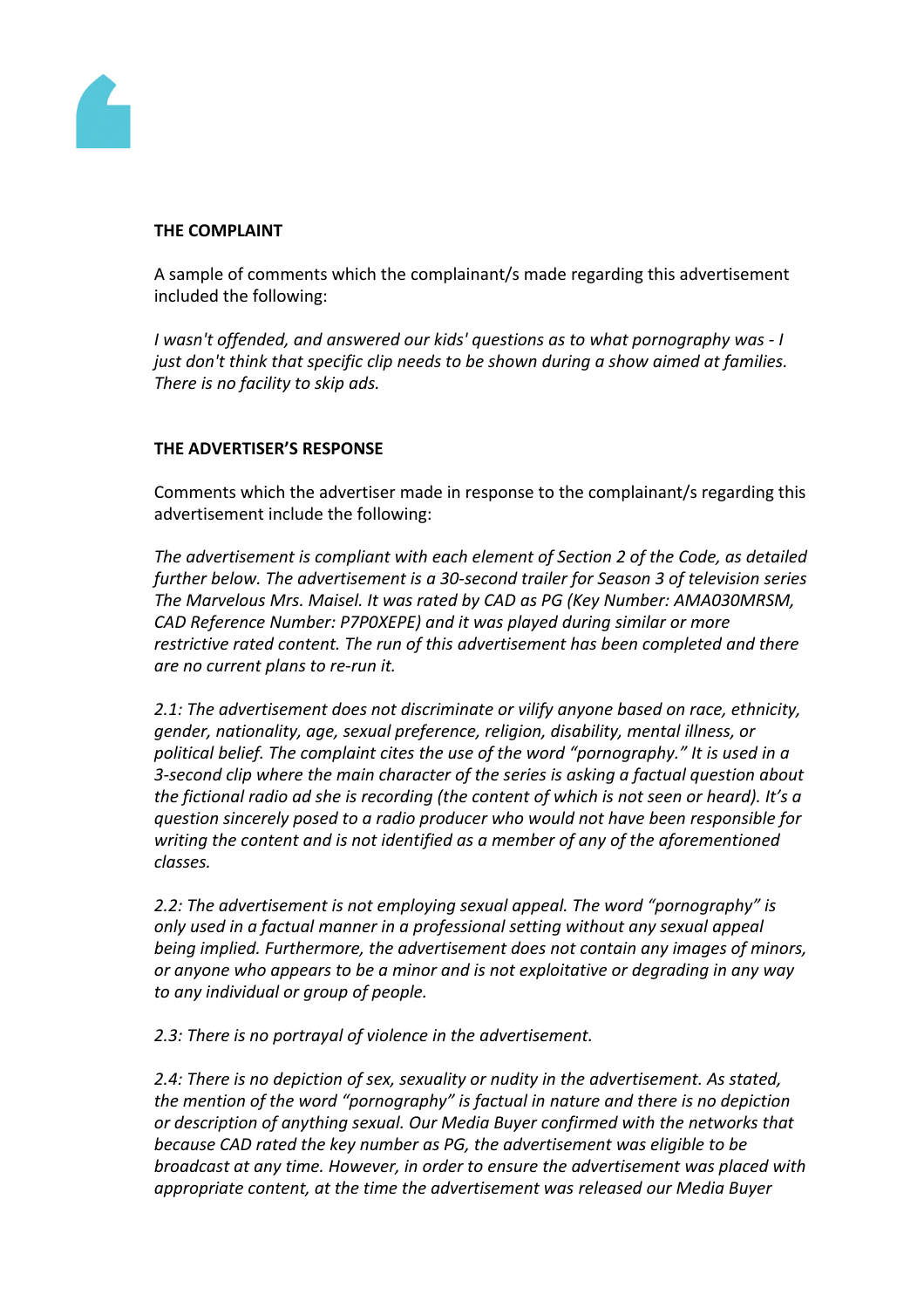**THE COMPLAINT**

A sample of comments which the complainant/s made regarding this advertisement included the following:

*I wasn't offended, and answered our kids' questions as to what pornography was - I just don't think that specific clip needs to be shown during a show aimed at families. There is no facility to skip ads.*

**THE ADVERTISER'S RESPONSE**

Comments which the advertiser made in response to the complainant/s regarding this advertisement include the following:

*The advertisement is compliant with each element of Section 2 of the Code, as detailed further below. The advertisement is a 30-second trailer for Season 3 of television series The Marvelous Mrs. Maisel. It was rated by CAD as PG (Key Number: AMA030MRSM, CAD Reference Number: P7P0XEPE) and it was played during similar or more restrictive rated content. The run of this advertisement has been completed and there are no current plans to re-run it.*

*2.1: The advertisement does not discriminate or vilify anyone based on race, ethnicity, gender, nationality, age, sexual preference, religion, disability, mental illness, or political belief. The complaint cites the use of the word "pornography." It is used in a 3-second clip where the main character of the series is asking a factual question about the fictional radio ad she is recording (the content of which is not seen or heard). It's a question sincerely posed to a radio producer who would not have been responsible for writing the content and is not identified as a member of any of the aforementioned classes.*

*2.2: The advertisement is not employing sexual appeal. The word "pornography" is only used in a factual manner in a professional setting without any sexual appeal being implied. Furthermore, the advertisement does not contain any images of minors, or anyone who appears to be a minor and is not exploitative or degrading in any way to any individual or group of people.*

*2.3: There is no portrayal of violence in the advertisement.*

*2.4: There is no depiction of sex, sexuality or nudity in the advertisement. As stated, the mention of the word "pornography" is factual in nature and there is no depiction or description of anything sexual. Our Media Buyer confirmed with the networks that because CAD rated the key number as PG, the advertisement was eligible to be broadcast at any time. However, in order to ensure the advertisement was placed with appropriate content, at the time the advertisement was released our Media Buyer*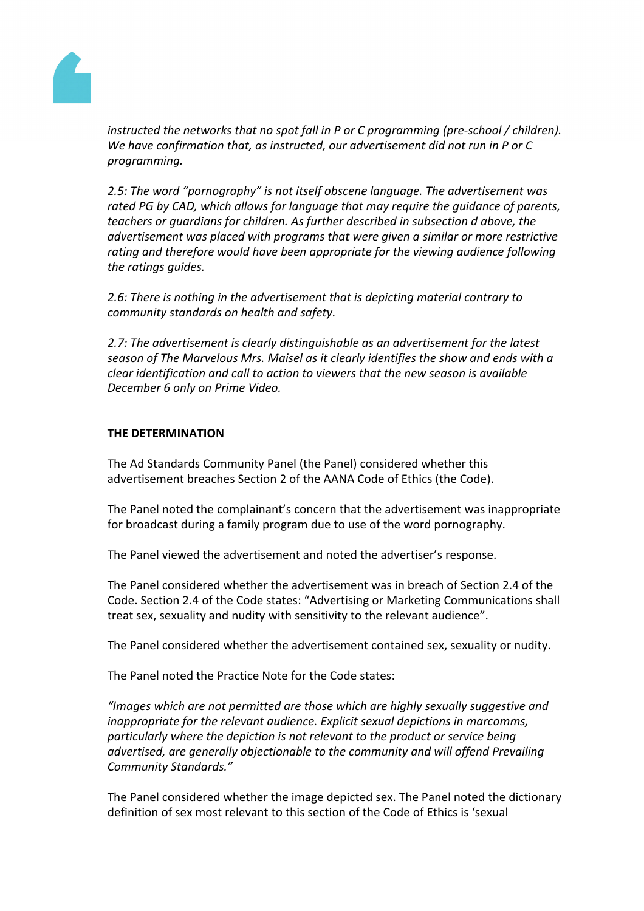*instructed the networks that no spot fall in P or C programming (pre-school / children). We have confirmation that, as instructed, our advertisement did not run in P or C programming.*

*2.5: The word "pornography" is not itself obscene language. The advertisement was rated PG by CAD, which allows for language that may require the guidance of parents, teachers or guardians for children. As further described in subsection d above, the advertisement was placed with programs that were given a similar or more restrictive rating and therefore would have been appropriate for the viewing audience following the ratings guides.*

*2.6: There is nothing in the advertisement that is depicting material contrary to community standards on health and safety.*

*2.7: The advertisement is clearly distinguishable as an advertisement for the latest season of The Marvelous Mrs. Maisel as it clearly identifies the show and ends with a clear identification and call to action to viewers that the new season is available December 6 only on Prime Video.*

**THE DETERMINATION**

The Ad Standards Community Panel (the Panel) considered whether this advertisement breaches Section 2 of the AANA Code of Ethics (the Code).

The Panel noted the complainant's concern that the advertisement was inappropriate for broadcast during a family program due to use of the word pornography.

The Panel viewed the advertisement and noted the advertiser's response.

The Panel considered whether the advertisement was in breach of Section 2.4 of the Code. Section 2.4 of the Code states: "Advertising or Marketing Communications shall treat sex, sexuality and nudity with sensitivity to the relevant audience".

The Panel considered whether the advertisement contained sex, sexuality or nudity.

The Panel noted the Practice Note for the Code states:

*"Images which are not permitted are those which are highly sexually suggestive and inappropriate for the relevant audience. Explicit sexual depictions in marcomms, particularly where the depiction is not relevant to the product or service being advertised, are generally objectionable to the community and will offend Prevailing Community Standards."*

The Panel considered whether the image depicted sex. The Panel noted the dictionary definition of sex most relevant to this section of the Code of Ethics is 'sexual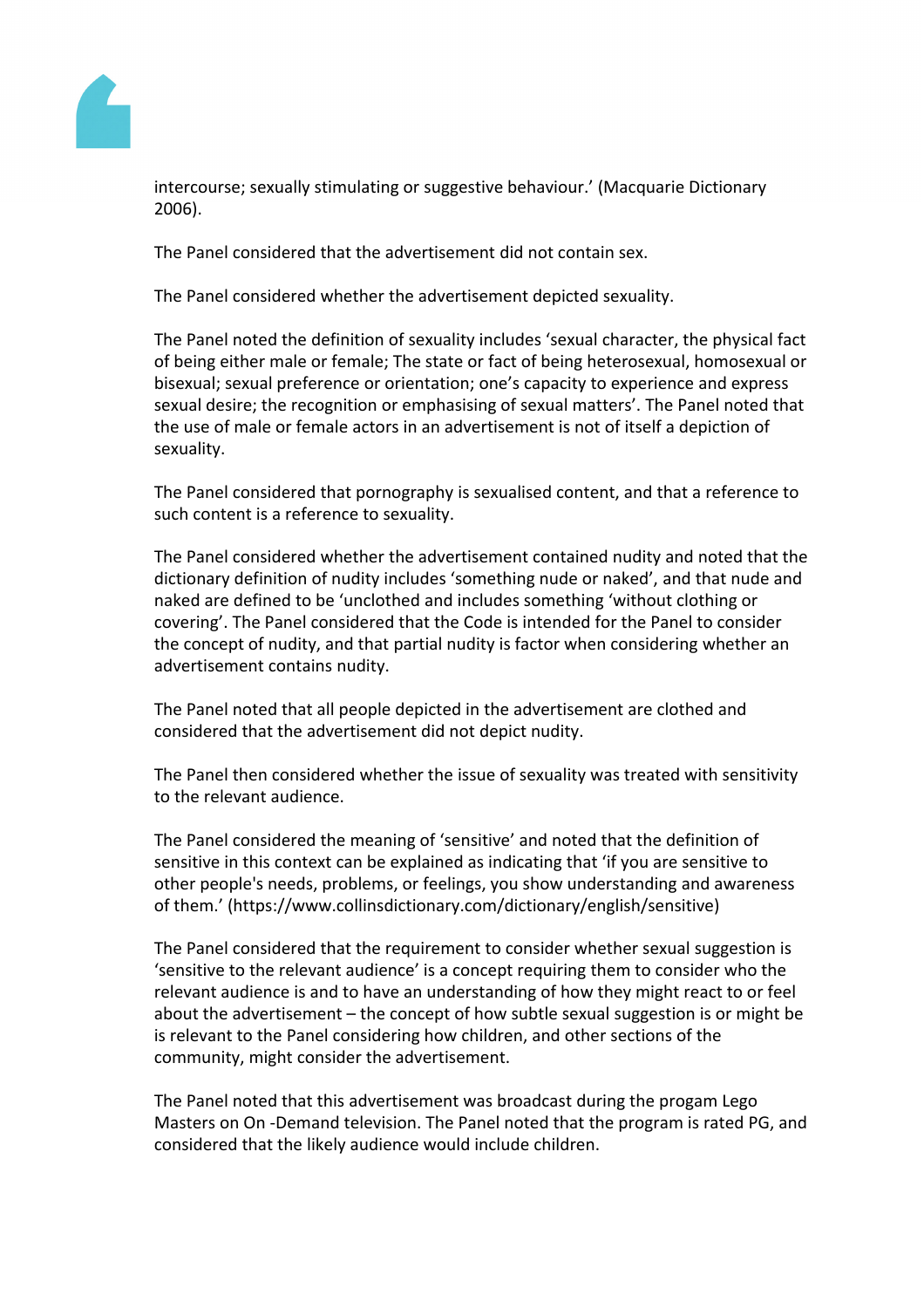intercourse; sexually stimulating or suggestive behaviour.' (Macquarie Dictionary 2006).

The Panel considered that the advertisement did not contain sex.

The Panel considered whether the advertisement depicted sexuality.

The Panel noted the definition of sexuality includes 'sexual character, the physical fact of being either male or female; The state or fact of being heterosexual, homosexual or bisexual; sexual preference or orientation; one's capacity to experience and express sexual desire; the recognition or emphasising of sexual matters'. The Panel noted that the use of male or female actors in an advertisement is not of itself a depiction of sexuality.

The Panel considered that pornography is sexualised content, and that a reference to such content is a reference to sexuality.

The Panel considered whether the advertisement contained nudity and noted that the dictionary definition of nudity includes 'something nude or naked', and that nude and naked are defined to be 'unclothed and includes something 'without clothing or covering'. The Panel considered that the Code is intended for the Panel to consider the concept of nudity, and that partial nudity is factor when considering whether an advertisement contains nudity.

The Panel noted that all people depicted in the advertisement are clothed and considered that the advertisement did not depict nudity.

The Panel then considered whether the issue of sexuality was treated with sensitivity to the relevant audience.

The Panel considered the meaning of 'sensitive' and noted that the definition of sensitive in this context can be explained as indicating that 'if you are sensitive to other people's needs, problems, or feelings, you show understanding and awareness of them.' (https://www.collinsdictionary.com/dictionary/english/sensitive)

The Panel considered that the requirement to consider whether sexual suggestion is 'sensitive to the relevant audience' is a concept requiring them to consider who the relevant audience is and to have an understanding of how they might react to or feel about the advertisement – the concept of how subtle sexual suggestion is or might be is relevant to the Panel considering how children, and other sections of the community, might consider the advertisement.

The Panel noted that this advertisement was broadcast during the progam Lego Masters on On -Demand television. The Panel noted that the program is rated PG, and considered that the likely audience would include children.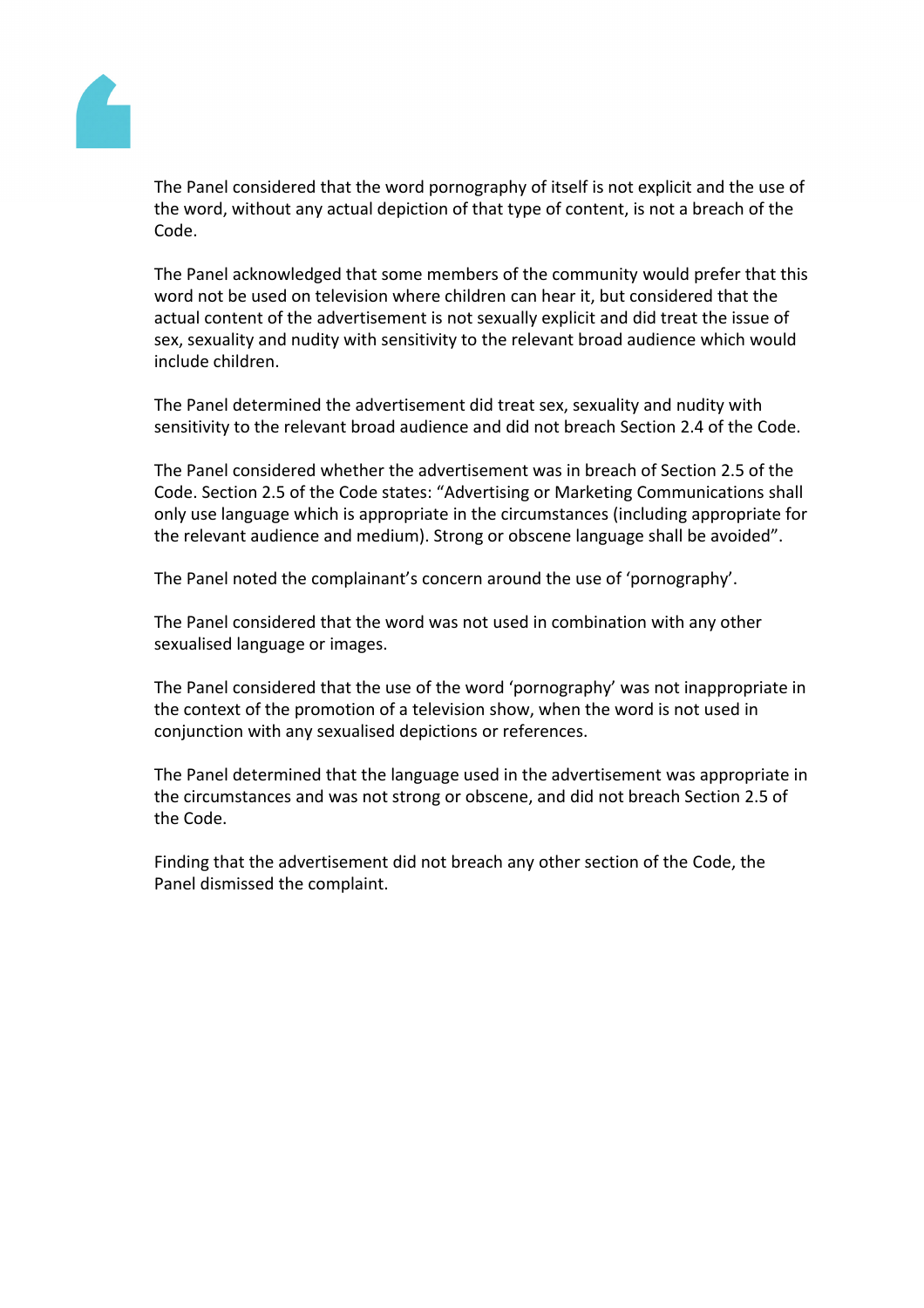The Panel considered that the word pornography of itself is not explicit and the use of the word, without any actual depiction of that type of content, is not a breach of the Code.

The Panel acknowledged that some members of the community would prefer that this word not be used on television where children can hear it, but considered that the actual content of the advertisement is not sexually explicit and did treat the issue of sex, sexuality and nudity with sensitivity to the relevant broad audience which would include children.

The Panel determined the advertisement did treat sex, sexuality and nudity with sensitivity to the relevant broad audience and did not breach Section 2.4 of the Code.

The Panel considered whether the advertisement was in breach of Section 2.5 of the Code. Section 2.5 of the Code states: “Advertising or Marketing Communications shall only use language which is appropriate in the circumstances (including appropriate for the relevant audience and medium). Strong or obscene language shall be avoided”.

The Panel noted the complainant’s concern around the use of ‘pornography’.

The Panel considered that the word was not used in combination with any other sexualised language or images.

The Panel considered that the use of the word ‘pornography’ was not inappropriate in the context of the promotion of a television show, when the word is not used in conjunction with any sexualised depictions or references.

The Panel determined that the language used in the advertisement was appropriate in the circumstances and was not strong or obscene, and did not breach Section 2.5 of the Code.

Finding that the advertisement did not breach any other section of the Code, the Panel dismissed the complaint.